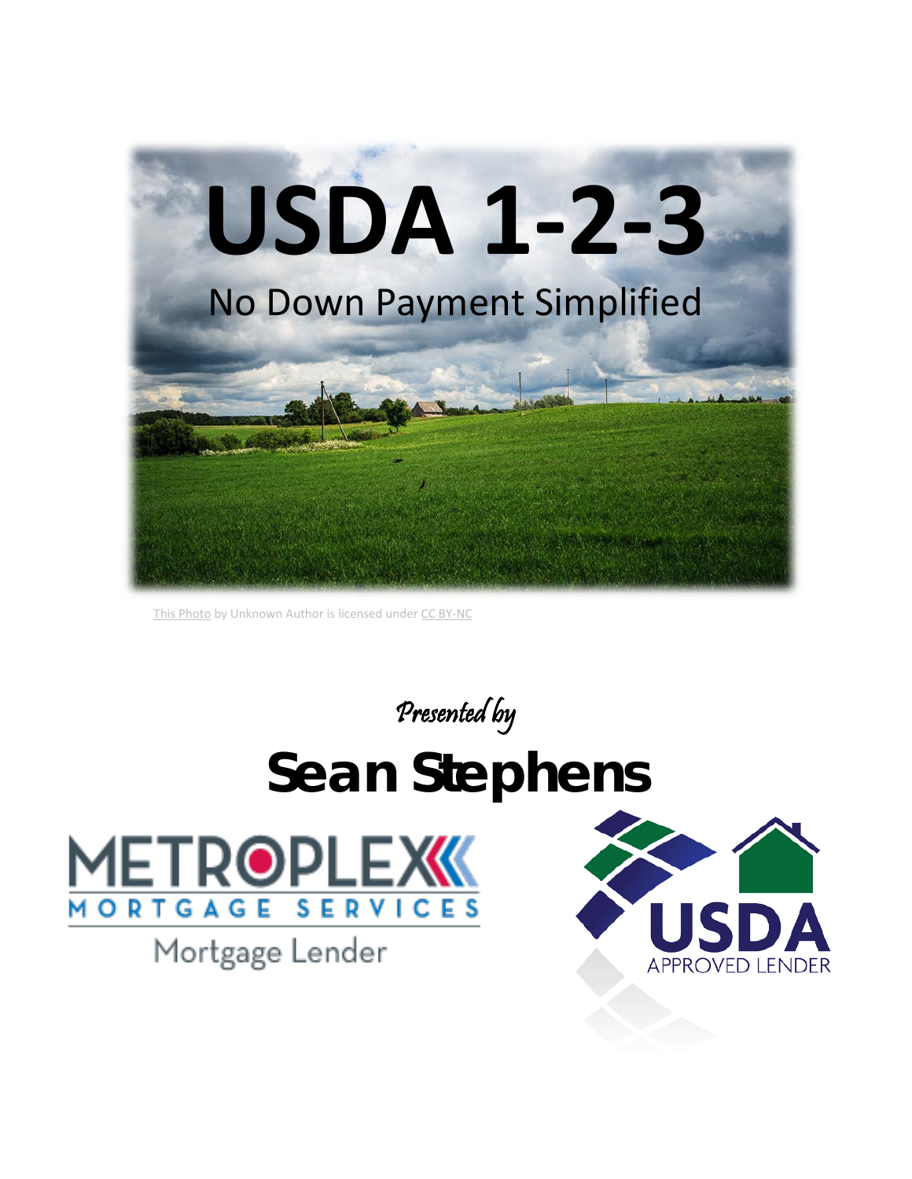# USDA 1-2-3

## No Down Payment Simplified

This Photo by Unknown Author is licensed under CC BY-NC

*Presented by*

**Sean Stephens**

METROPLEX MORTGAGE SERVICES

Mortgage Lender

USDA APPROVED LENDER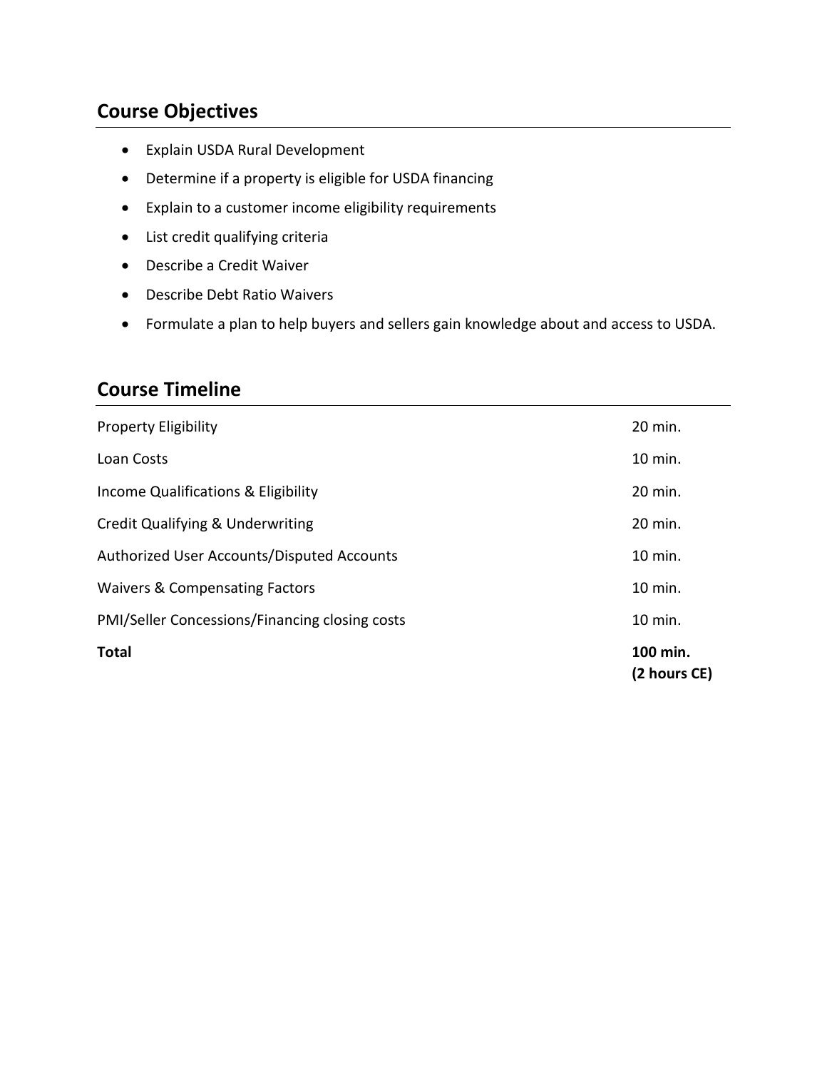## Course Objectives

- Explain USDA Rural Development
- Determine if a property is eligible for USDA financing
- Explain to a customer income eligibility requirements
- List credit qualifying criteria
- Describe a Credit Waiver
- Describe Debt Ratio Waivers
- Formulate a plan to help buyers and sellers gain knowledge about and access to USDA.

## Course Timeline

| | |
|---|---|
| Property Eligibility | 20 min. |
| Loan Costs | 10 min. |
| Income Qualifications & Eligibility | 20 min. |
| Credit Qualifying & Underwriting | 20 min. |
| Authorized User Accounts/Disputed Accounts | 10 min. |
| Waivers & Compensating Factors | 10 min. |
| PMI/Seller Concessions/Financing closing costs | 10 min. |
| **Total** | **100 min. (2 hours CE)** |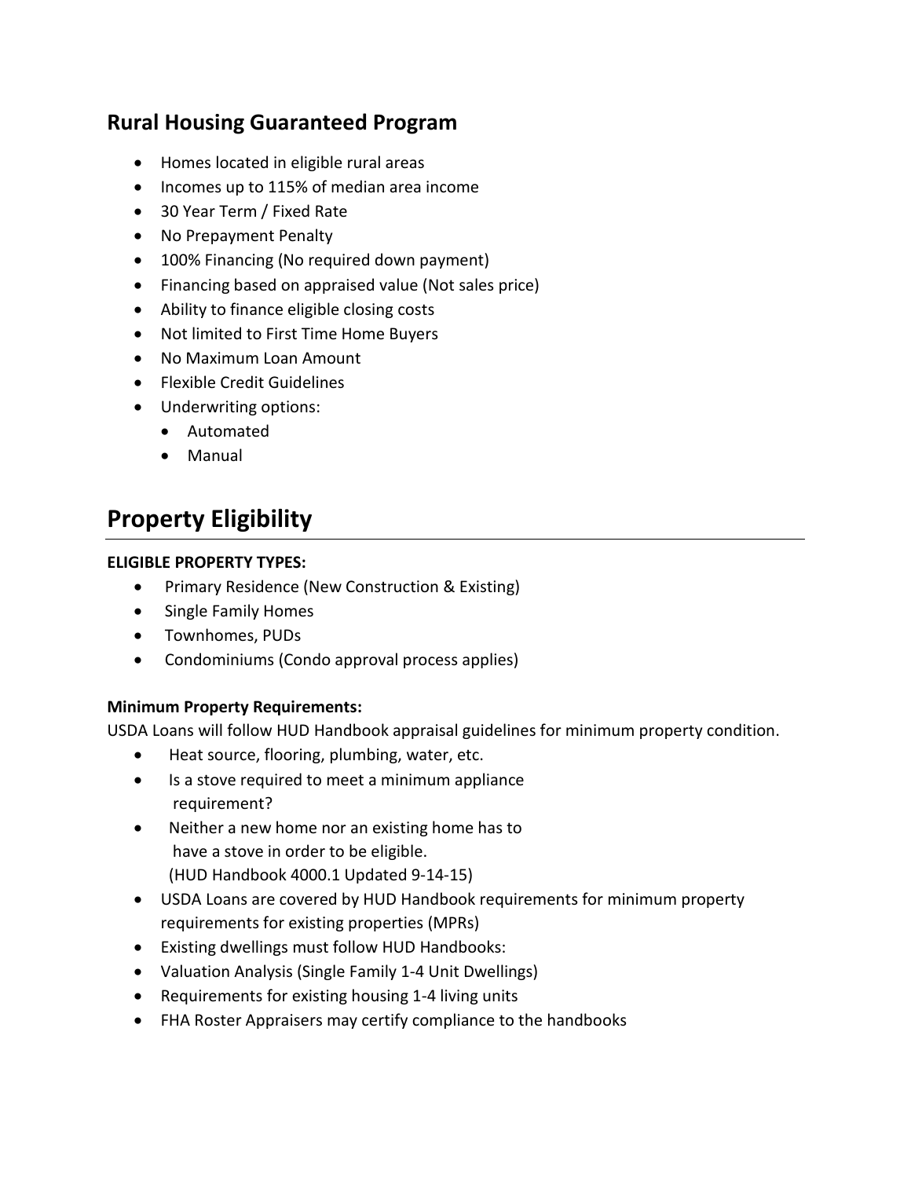## Rural Housing Guaranteed Program

- Homes located in eligible rural areas
- Incomes up to 115% of median area income
- 30 Year Term / Fixed Rate
- No Prepayment Penalty
- 100% Financing (No required down payment)
- Financing based on appraised value (Not sales price)
- Ability to finance eligible closing costs
- Not limited to First Time Home Buyers
- No Maximum Loan Amount
- Flexible Credit Guidelines
- Underwriting options:
  - Automated
  - Manual

# Property Eligibility

**ELIGIBLE PROPERTY TYPES:**

- Primary Residence (New Construction & Existing)
- Single Family Homes
- Townhomes, PUDs
- Condominiums (Condo approval process applies)

**Minimum Property Requirements:**

USDA Loans will follow HUD Handbook appraisal guidelines for minimum property condition.

- Heat source, flooring, plumbing, water, etc.
- Is a stove required to meet a minimum appliance requirement?
- Neither a new home nor an existing home has to have a stove in order to be eligible. (HUD Handbook 4000.1 Updated 9-14-15)
- USDA Loans are covered by HUD Handbook requirements for minimum property requirements for existing properties (MPRs)
- Existing dwellings must follow HUD Handbooks:
- Valuation Analysis (Single Family 1-4 Unit Dwellings)
- Requirements for existing housing 1-4 living units
- FHA Roster Appraisers may certify compliance to the handbooks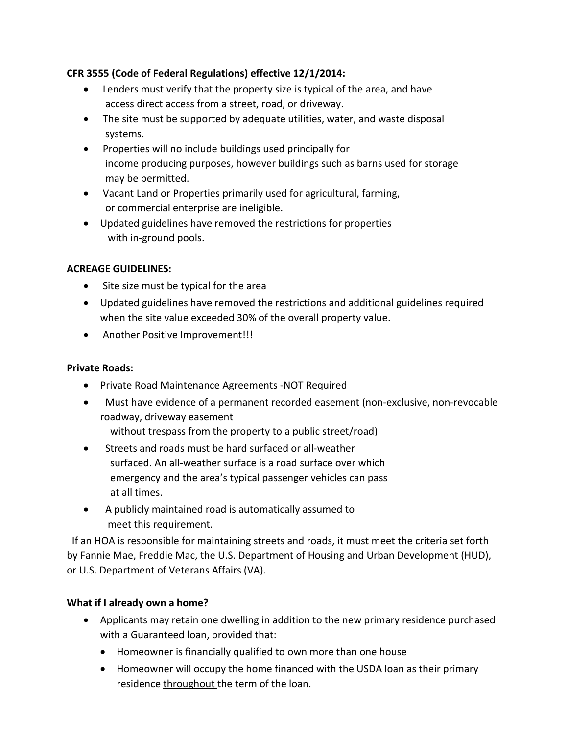**CFR 3555 (Code of Federal Regulations) effective 12/1/2014:**

- Lenders must verify that the property size is typical of the area, and have access direct access from a street, road, or driveway.
- The site must be supported by adequate utilities, water, and waste disposal systems.
- Properties will no include buildings used principally for income producing purposes, however buildings such as barns used for storage may be permitted.
- Vacant Land or Properties primarily used for agricultural, farming, or commercial enterprise are ineligible.
- Updated guidelines have removed the restrictions for properties with in-ground pools.

**ACREAGE GUIDELINES:**

- Site size must be typical for the area
- Updated guidelines have removed the restrictions and additional guidelines required when the site value exceeded 30% of the overall property value.
- Another Positive Improvement!!!

**Private Roads:**

- Private Road Maintenance Agreements -NOT Required
- Must have evidence of a permanent recorded easement (non-exclusive, non-revocable roadway, driveway easement without trespass from the property to a public street/road)
- Streets and roads must be hard surfaced or all-weather surfaced. An all-weather surface is a road surface over which emergency and the area's typical passenger vehicles can pass at all times.
- A publicly maintained road is automatically assumed to meet this requirement.

If an HOA is responsible for maintaining streets and roads, it must meet the criteria set forth by Fannie Mae, Freddie Mac, the U.S. Department of Housing and Urban Development (HUD), or U.S. Department of Veterans Affairs (VA).

**What if I already own a home?**

- Applicants may retain one dwelling in addition to the new primary residence purchased with a Guaranteed loan, provided that:
  - Homeowner is financially qualified to own more than one house
  - Homeowner will occupy the home financed with the USDA loan as their primary residence <u>throughout</u> the term of the loan.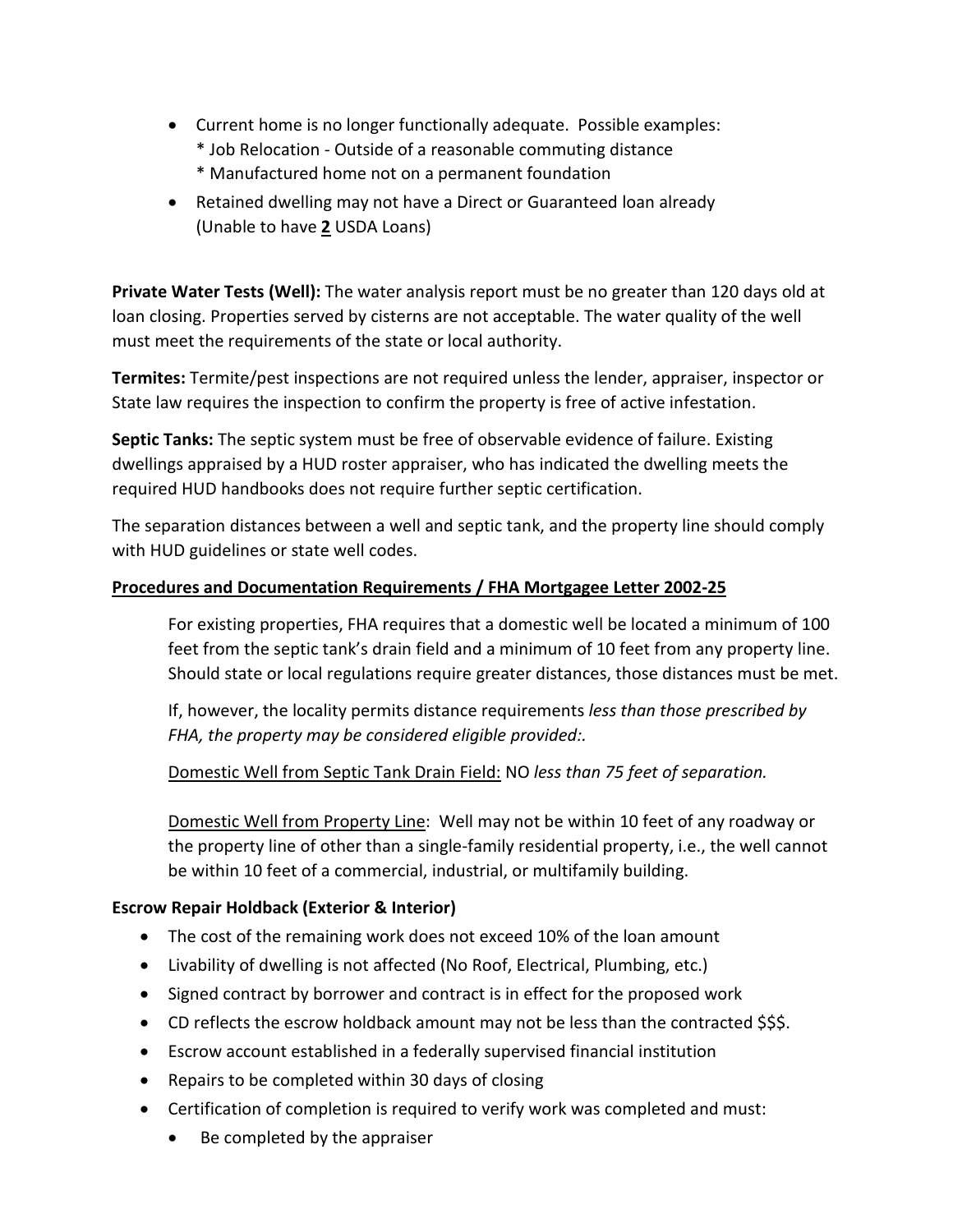- Current home is no longer functionally adequate. Possible examples:
  * Job Relocation - Outside of a reasonable commuting distance
  * Manufactured home not on a permanent foundation
- Retained dwelling may not have a Direct or Guaranteed loan already (Unable to have **2** USDA Loans)

**Private Water Tests (Well):** The water analysis report must be no greater than 120 days old at loan closing. Properties served by cisterns are not acceptable. The water quality of the well must meet the requirements of the state or local authority.

**Termites:** Termite/pest inspections are not required unless the lender, appraiser, inspector or State law requires the inspection to confirm the property is free of active infestation.

**Septic Tanks:** The septic system must be free of observable evidence of failure. Existing dwellings appraised by a HUD roster appraiser, who has indicated the dwelling meets the required HUD handbooks does not require further septic certification.

The separation distances between a well and septic tank, and the property line should comply with HUD guidelines or state well codes.

**Procedures and Documentation Requirements / FHA Mortgagee Letter 2002-25**

For existing properties, FHA requires that a domestic well be located a minimum of 100 feet from the septic tank's drain field and a minimum of 10 feet from any property line. Should state or local regulations require greater distances, those distances must be met.

If, however, the locality permits distance requirements *less than those prescribed by FHA, the property may be considered eligible provided:.*

Domestic Well from Septic Tank Drain Field: NO *less than 75 feet of separation.*

Domestic Well from Property Line: Well may not be within 10 feet of any roadway or the property line of other than a single-family residential property, i.e., the well cannot be within 10 feet of a commercial, industrial, or multifamily building.

**Escrow Repair Holdback (Exterior & Interior)**

- The cost of the remaining work does not exceed 10% of the loan amount
- Livability of dwelling is not affected (No Roof, Electrical, Plumbing, etc.)
- Signed contract by borrower and contract is in effect for the proposed work
- CD reflects the escrow holdback amount may not be less than the contracted $$$.
- Escrow account established in a federally supervised financial institution
- Repairs to be completed within 30 days of closing
- Certification of completion is required to verify work was completed and must:
  - Be completed by the appraiser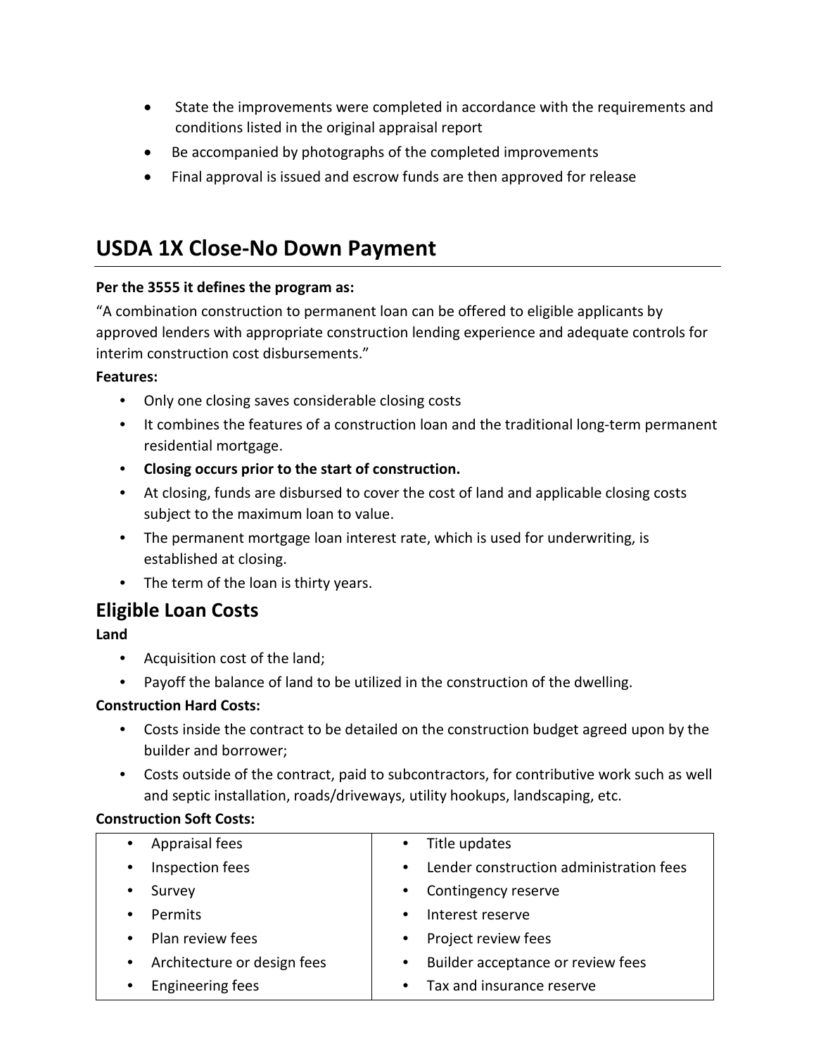- State the improvements were completed in accordance with the requirements and conditions listed in the original appraisal report
- Be accompanied by photographs of the completed improvements
- Final approval is issued and escrow funds are then approved for release

## USDA 1X Close-No Down Payment

**Per the 3555 it defines the program as:**

"A combination construction to permanent loan can be offered to eligible applicants by approved lenders with appropriate construction lending experience and adequate controls for interim construction cost disbursements."

**Features:**

- Only one closing saves considerable closing costs
- It combines the features of a construction loan and the traditional long-term permanent residential mortgage.
- **Closing occurs prior to the start of construction.**
- At closing, funds are disbursed to cover the cost of land and applicable closing costs subject to the maximum loan to value.
- The permanent mortgage loan interest rate, which is used for underwriting, is established at closing.
- The term of the loan is thirty years.

## Eligible Loan Costs

**Land**

- Acquisition cost of the land;
- Payoff the balance of land to be utilized in the construction of the dwelling.

**Construction Hard Costs:**

- Costs inside the contract to be detailed on the construction budget agreed upon by the builder and borrower;
- Costs outside of the contract, paid to subcontractors, for contributive work such as well and septic installation, roads/driveways, utility hookups, landscaping, etc.

**Construction Soft Costs:**

| | |
|---|---|
| • Appraisal fees | • Title updates |
| • Inspection fees | • Lender construction administration fees |
| • Survey | • Contingency reserve |
| • Permits | • Interest reserve |
| • Plan review fees | • Project review fees |
| • Architecture or design fees | • Builder acceptance or review fees |
| • Engineering fees | • Tax and insurance reserve |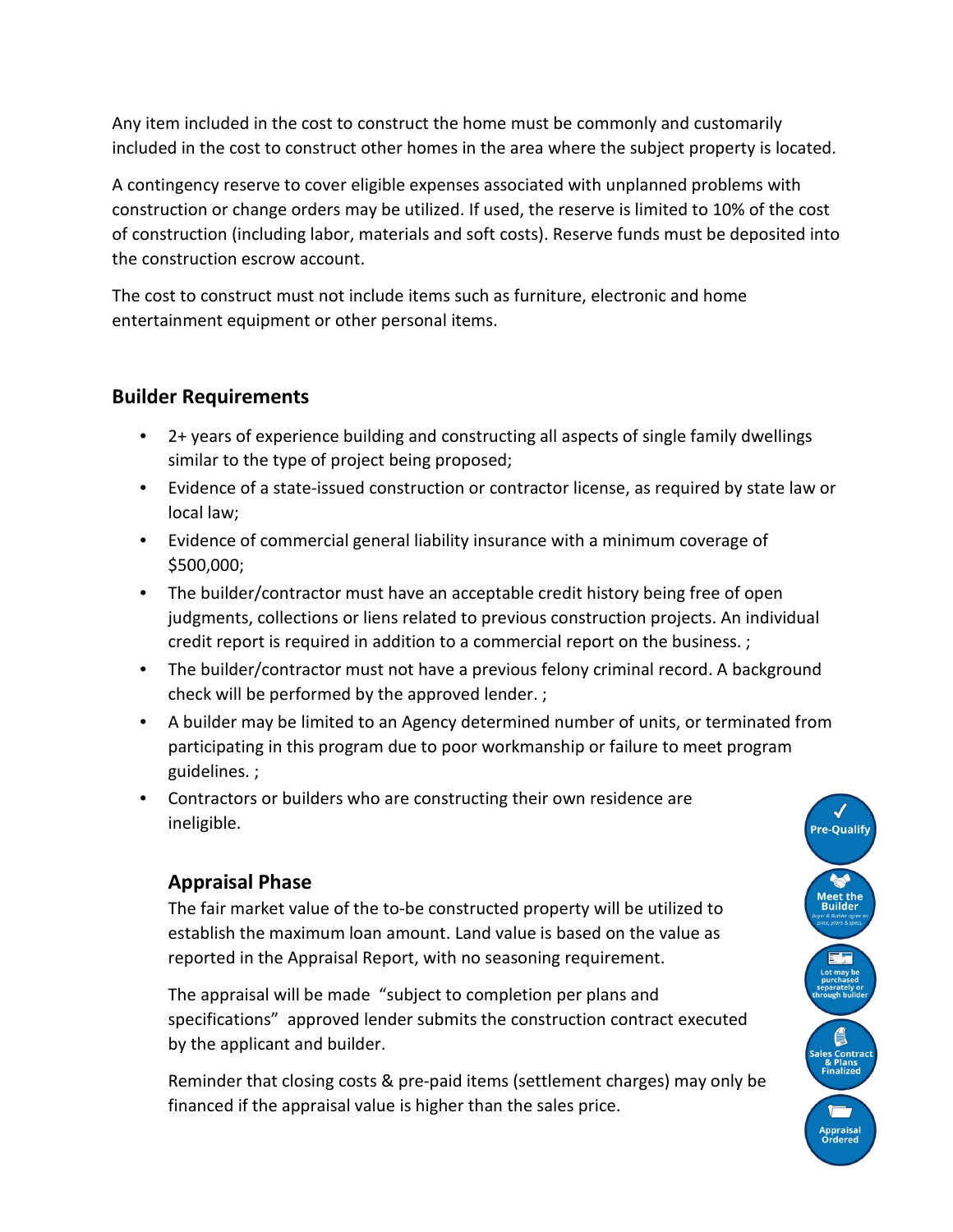Any item included in the cost to construct the home must be commonly and customarily included in the cost to construct other homes in the area where the subject property is located.

A contingency reserve to cover eligible expenses associated with unplanned problems with construction or change orders may be utilized. If used, the reserve is limited to 10% of the cost of construction (including labor, materials and soft costs). Reserve funds must be deposited into the construction escrow account.

The cost to construct must not include items such as furniture, electronic and home entertainment equipment or other personal items.

## Builder Requirements

- 2+ years of experience building and constructing all aspects of single family dwellings similar to the type of project being proposed;
- Evidence of a state-issued construction or contractor license, as required by state law or local law;
- Evidence of commercial general liability insurance with a minimum coverage of $500,000;
- The builder/contractor must have an acceptable credit history being free of open judgments, collections or liens related to previous construction projects. An individual credit report is required in addition to a commercial report on the business. ;
- The builder/contractor must not have a previous felony criminal record. A background check will be performed by the approved lender. ;
- A builder may be limited to an Agency determined number of units, or terminated from participating in this program due to poor workmanship or failure to meet program guidelines. ;
- Contractors or builders who are constructing their own residence are ineligible.

### Appraisal Phase

The fair market value of the to-be constructed property will be utilized to establish the maximum loan amount. Land value is based on the value as reported in the Appraisal Report, with no seasoning requirement.

The appraisal will be made "subject to completion per plans and specifications" approved lender submits the construction contract executed by the applicant and builder.

Reminder that closing costs & pre-paid items (settlement charges) may only be financed if the appraisal value is higher than the sales price.

Pre-Qualify

Meet the Builder
Buyer & Builder agree on price, plans & specs.

Lot may be purchased separately or through builder

Sales Contract & Plans Finalized

Appraisal Ordered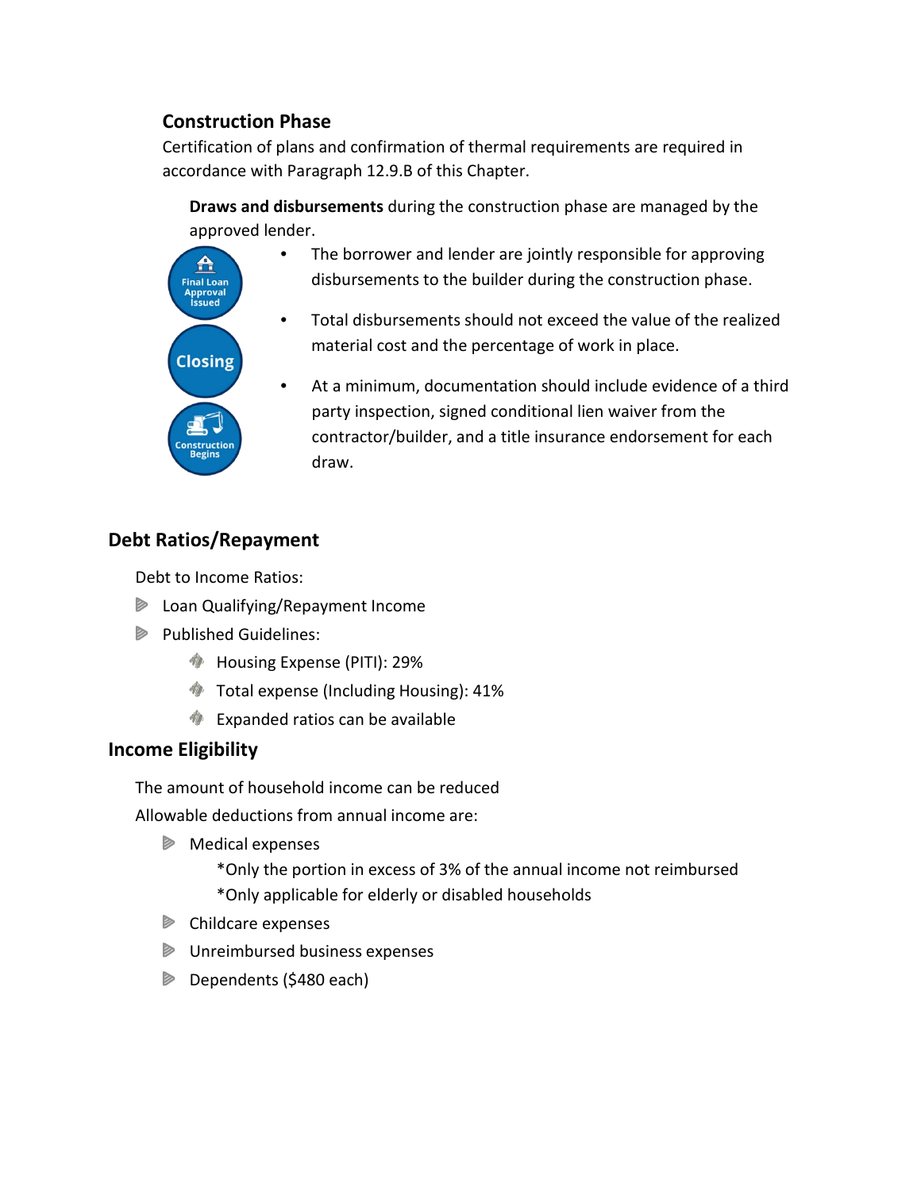## Construction Phase

Certification of plans and confirmation of thermal requirements are required in accordance with Paragraph 12.9.B of this Chapter.

**Draws and disbursements** during the construction phase are managed by the approved lender.

Final Loan Approval Issued

Closing

Construction Begins

- The borrower and lender are jointly responsible for approving disbursements to the builder during the construction phase.
- Total disbursements should not exceed the value of the realized material cost and the percentage of work in place.
- At a minimum, documentation should include evidence of a third party inspection, signed conditional lien waiver from the contractor/builder, and a title insurance endorsement for each draw.

## Debt Ratios/Repayment

Debt to Income Ratios:

- Loan Qualifying/Repayment Income
- Published Guidelines:
  - Housing Expense (PITI): 29%
  - Total expense (Including Housing): 41%
  - Expanded ratios can be available

## Income Eligibility

The amount of household income can be reduced

Allowable deductions from annual income are:

- Medical expenses
  - *Only the portion in excess of 3% of the annual income not reimbursed
  - *Only applicable for elderly or disabled households
- Childcare expenses
- Unreimbursed business expenses
- Dependents ($480 each)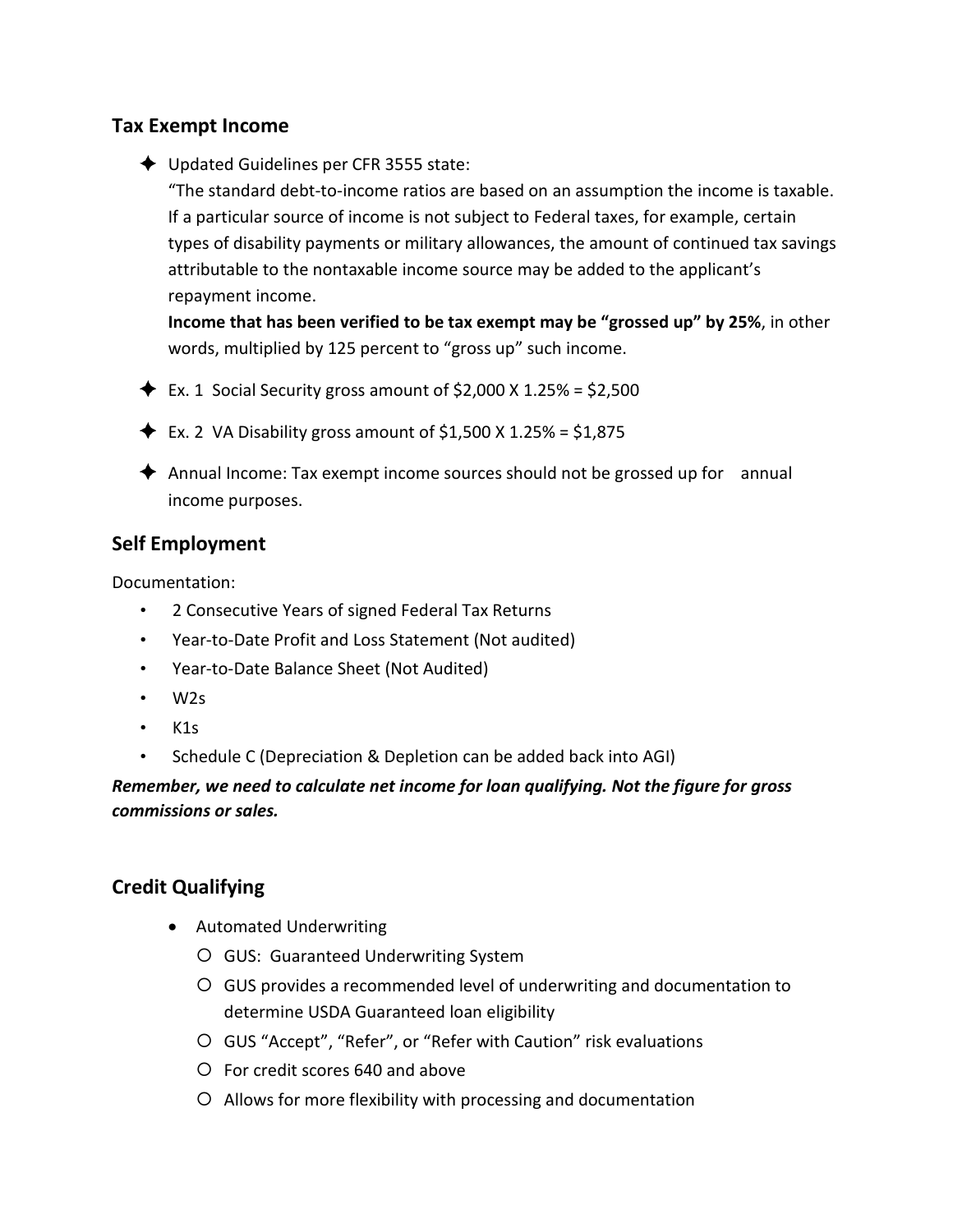## Tax Exempt Income

- Updated Guidelines per CFR 3555 state:
  "The standard debt-to-income ratios are based on an assumption the income is taxable. If a particular source of income is not subject to Federal taxes, for example, certain types of disability payments or military allowances, the amount of continued tax savings attributable to the nontaxable income source may be added to the applicant's repayment income.
  **Income that has been verified to be tax exempt may be "grossed up" by 25%**, in other words, multiplied by 125 percent to "gross up" such income.
- Ex. 1 Social Security gross amount of $2,000 X 1.25% = $2,500
- Ex. 2 VA Disability gross amount of $1,500 X 1.25% = $1,875
- Annual Income: Tax exempt income sources should not be grossed up for annual income purposes.

## Self Employment

Documentation:

- 2 Consecutive Years of signed Federal Tax Returns
- Year-to-Date Profit and Loss Statement (Not audited)
- Year-to-Date Balance Sheet (Not Audited)
- W2s
- K1s
- Schedule C (Depreciation & Depletion can be added back into AGI)

***Remember, we need to calculate net income for loan qualifying. Not the figure for gross commissions or sales.***

## Credit Qualifying

- Automated Underwriting
  - GUS: Guaranteed Underwriting System
  - GUS provides a recommended level of underwriting and documentation to determine USDA Guaranteed loan eligibility
  - GUS "Accept", "Refer", or "Refer with Caution" risk evaluations
  - For credit scores 640 and above
  - Allows for more flexibility with processing and documentation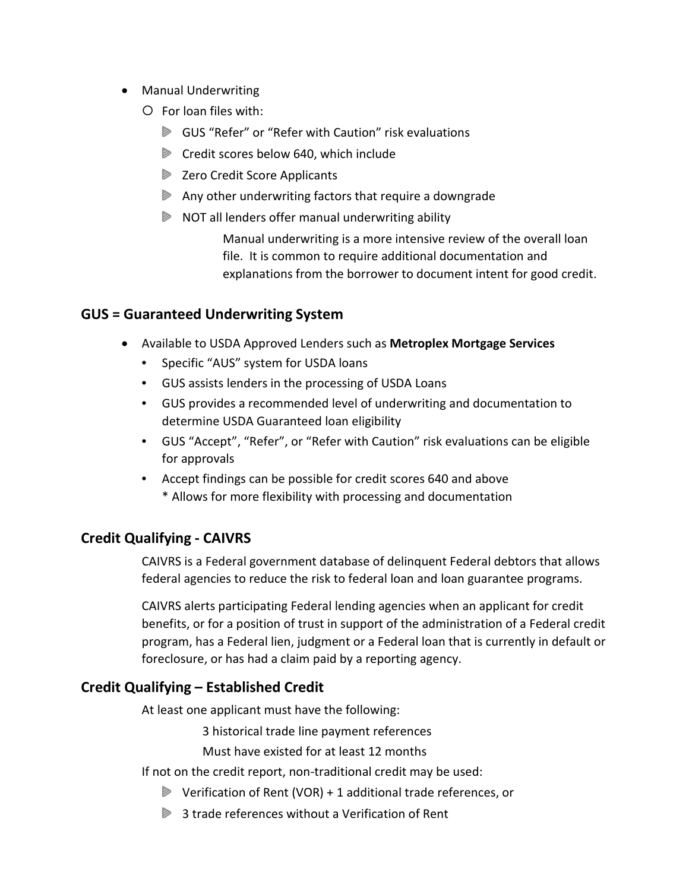- Manual Underwriting
  - For loan files with:
    - GUS "Refer" or "Refer with Caution" risk evaluations
    - Credit scores below 640, which include
    - Zero Credit Score Applicants
    - Any other underwriting factors that require a downgrade
    - NOT all lenders offer manual underwriting ability

      Manual underwriting is a more intensive review of the overall loan file. It is common to require additional documentation and explanations from the borrower to document intent for good credit.

## GUS = Guaranteed Underwriting System

- Available to USDA Approved Lenders such as **Metroplex Mortgage Services**
  - Specific "AUS" system for USDA loans
  - GUS assists lenders in the processing of USDA Loans
  - GUS provides a recommended level of underwriting and documentation to determine USDA Guaranteed loan eligibility
  - GUS "Accept", "Refer", or "Refer with Caution" risk evaluations can be eligible for approvals
  - Accept findings can be possible for credit scores 640 and above
    * Allows for more flexibility with processing and documentation

## Credit Qualifying - CAIVRS

CAIVRS is a Federal government database of delinquent Federal debtors that allows federal agencies to reduce the risk to federal loan and loan guarantee programs.

CAIVRS alerts participating Federal lending agencies when an applicant for credit benefits, or for a position of trust in support of the administration of a Federal credit program, has a Federal lien, judgment or a Federal loan that is currently in default or foreclosure, or has had a claim paid by a reporting agency.

## Credit Qualifying – Established Credit

At least one applicant must have the following:

3 historical trade line payment references

Must have existed for at least 12 months

If not on the credit report, non-traditional credit may be used:

- Verification of Rent (VOR) + 1 additional trade references, or
- 3 trade references without a Verification of Rent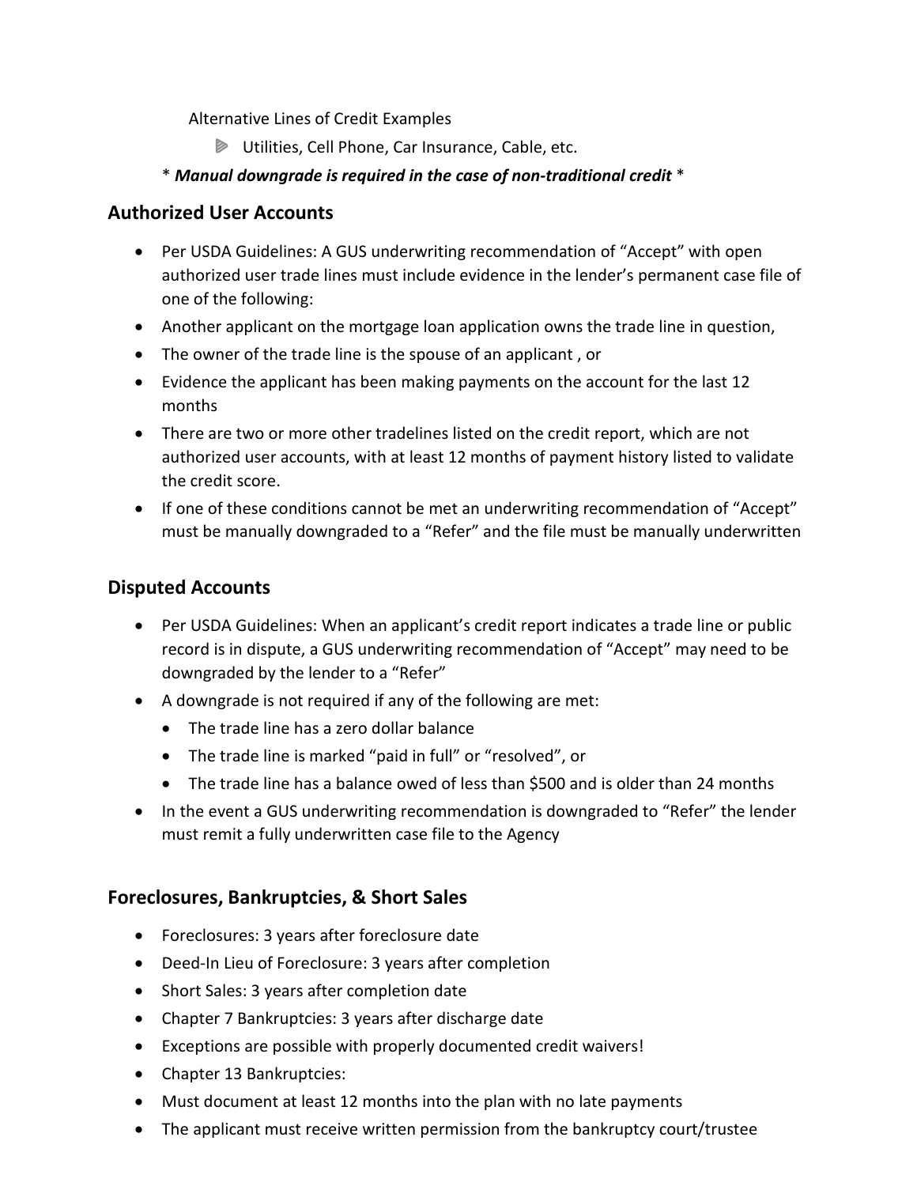Alternative Lines of Credit Examples

- Utilities, Cell Phone, Car Insurance, Cable, etc.

\* ***Manual downgrade is required in the case of non-traditional credit*** \*

## Authorized User Accounts

- Per USDA Guidelines: A GUS underwriting recommendation of "Accept" with open authorized user trade lines must include evidence in the lender's permanent case file of one of the following:
- Another applicant on the mortgage loan application owns the trade line in question,
- The owner of the trade line is the spouse of an applicant , or
- Evidence the applicant has been making payments on the account for the last 12 months
- There are two or more other tradelines listed on the credit report, which are not authorized user accounts, with at least 12 months of payment history listed to validate the credit score.
- If one of these conditions cannot be met an underwriting recommendation of "Accept" must be manually downgraded to a "Refer" and the file must be manually underwritten

## Disputed Accounts

- Per USDA Guidelines: When an applicant's credit report indicates a trade line or public record is in dispute, a GUS underwriting recommendation of "Accept" may need to be downgraded by the lender to a "Refer"
- A downgrade is not required if any of the following are met:
  - The trade line has a zero dollar balance
  - The trade line is marked "paid in full" or "resolved", or
  - The trade line has a balance owed of less than $500 and is older than 24 months
- In the event a GUS underwriting recommendation is downgraded to "Refer" the lender must remit a fully underwritten case file to the Agency

## Foreclosures, Bankruptcies, & Short Sales

- Foreclosures: 3 years after foreclosure date
- Deed-In Lieu of Foreclosure: 3 years after completion
- Short Sales: 3 years after completion date
- Chapter 7 Bankruptcies: 3 years after discharge date
- Exceptions are possible with properly documented credit waivers!
- Chapter 13 Bankruptcies:
- Must document at least 12 months into the plan with no late payments
- The applicant must receive written permission from the bankruptcy court/trustee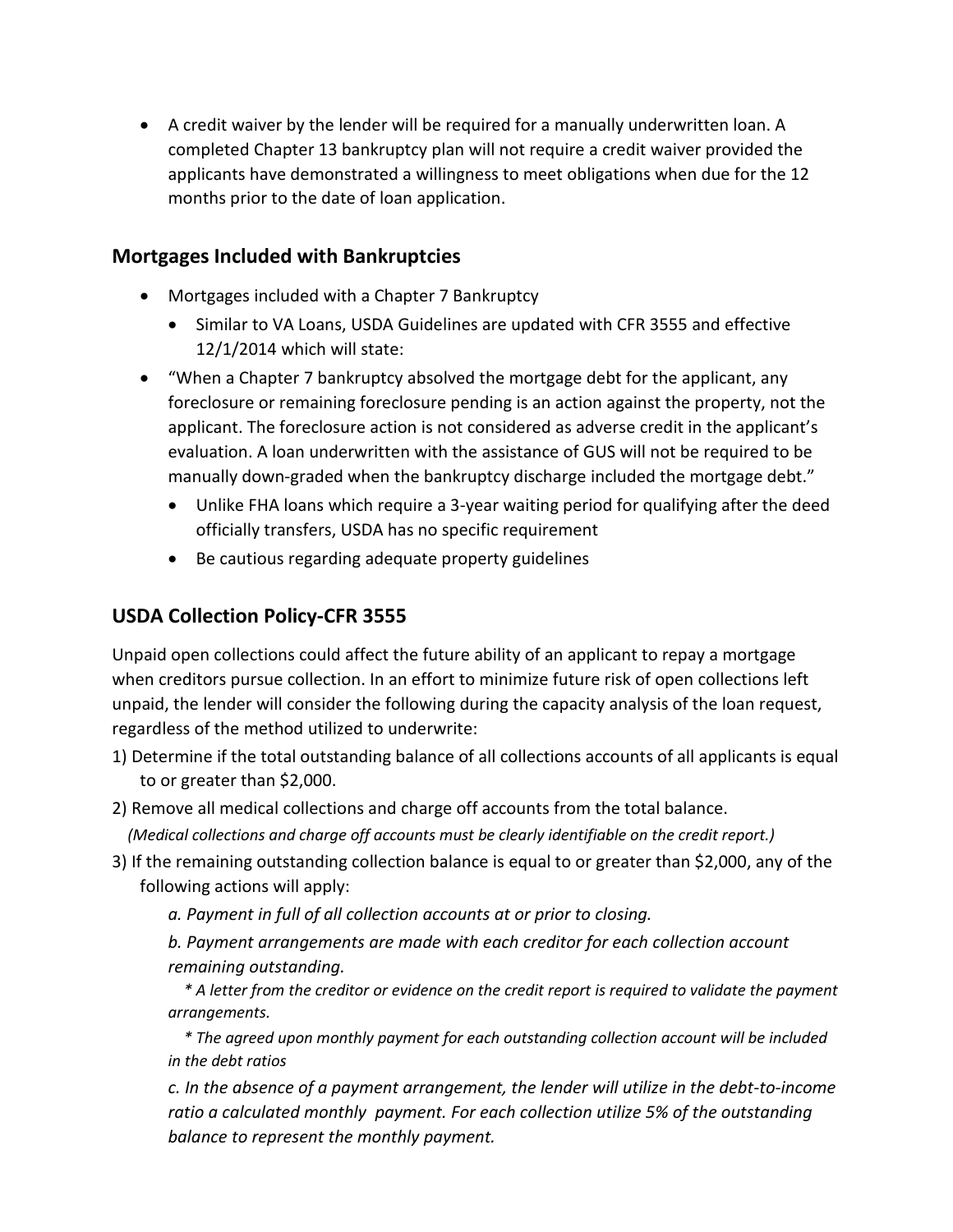- A credit waiver by the lender will be required for a manually underwritten loan. A completed Chapter 13 bankruptcy plan will not require a credit waiver provided the applicants have demonstrated a willingness to meet obligations when due for the 12 months prior to the date of loan application.

## Mortgages Included with Bankruptcies

- Mortgages included with a Chapter 7 Bankruptcy
  - Similar to VA Loans, USDA Guidelines are updated with CFR 3555 and effective 12/1/2014 which will state:
- "When a Chapter 7 bankruptcy absolved the mortgage debt for the applicant, any foreclosure or remaining foreclosure pending is an action against the property, not the applicant. The foreclosure action is not considered as adverse credit in the applicant's evaluation. A loan underwritten with the assistance of GUS will not be required to be manually down-graded when the bankruptcy discharge included the mortgage debt."
  - Unlike FHA loans which require a 3-year waiting period for qualifying after the deed officially transfers, USDA has no specific requirement
  - Be cautious regarding adequate property guidelines

## USDA Collection Policy-CFR 3555

Unpaid open collections could affect the future ability of an applicant to repay a mortgage when creditors pursue collection. In an effort to minimize future risk of open collections left unpaid, the lender will consider the following during the capacity analysis of the loan request, regardless of the method utilized to underwrite:

1) Determine if the total outstanding balance of all collections accounts of all applicants is equal to or greater than $2,000.
2) Remove all medical collections and charge off accounts from the total balance.
   *(Medical collections and charge off accounts must be clearly identifiable on the credit report.)*
3) If the remaining outstanding collection balance is equal to or greater than $2,000, any of the following actions will apply:

   *a. Payment in full of all collection accounts at or prior to closing.*

   *b. Payment arrangements are made with each creditor for each collection account remaining outstanding.*

   *\* A letter from the creditor or evidence on the credit report is required to validate the payment arrangements.*

   *\* The agreed upon monthly payment for each outstanding collection account will be included in the debt ratios*

   *c. In the absence of a payment arrangement, the lender will utilize in the debt-to-income ratio a calculated monthly payment. For each collection utilize 5% of the outstanding balance to represent the monthly payment.*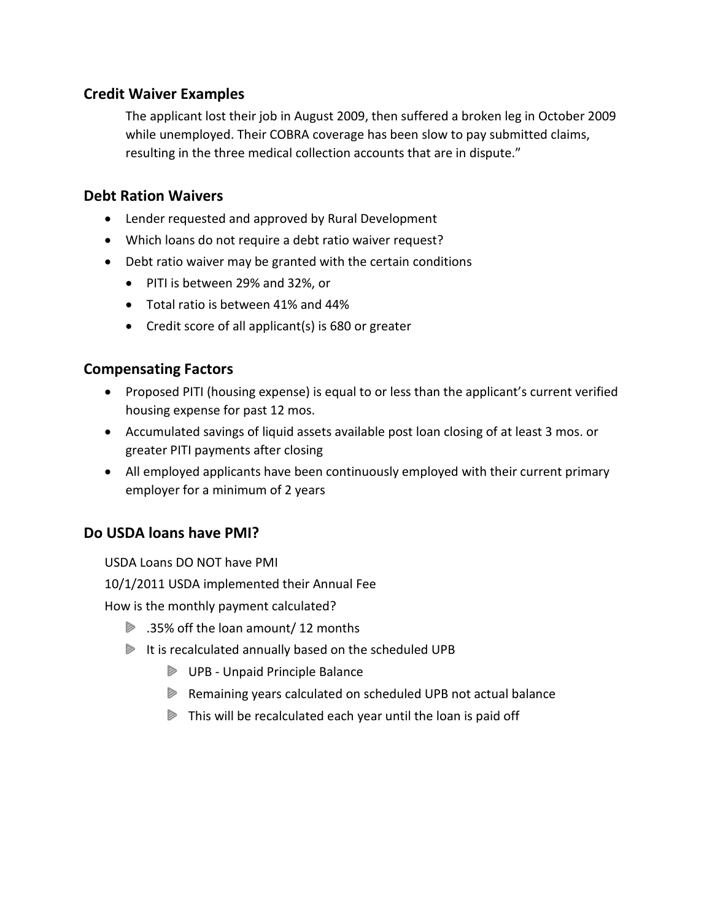## Credit Waiver Examples

The applicant lost their job in August 2009, then suffered a broken leg in October 2009 while unemployed. Their COBRA coverage has been slow to pay submitted claims, resulting in the three medical collection accounts that are in dispute."

## Debt Ration Waivers

- Lender requested and approved by Rural Development
- Which loans do not require a debt ratio waiver request?
- Debt ratio waiver may be granted with the certain conditions
  - PITI is between 29% and 32%, or
  - Total ratio is between 41% and 44%
  - Credit score of all applicant(s) is 680 or greater

## Compensating Factors

- Proposed PITI (housing expense) is equal to or less than the applicant's current verified housing expense for past 12 mos.
- Accumulated savings of liquid assets available post loan closing of at least 3 mos. or greater PITI payments after closing
- All employed applicants have been continuously employed with their current primary employer for a minimum of 2 years

## Do USDA loans have PMI?

USDA Loans DO NOT have PMI

10/1/2011 USDA implemented their Annual Fee

How is the monthly payment calculated?

- .35% off the loan amount/ 12 months
- It is recalculated annually based on the scheduled UPB
  - UPB - Unpaid Principle Balance
  - Remaining years calculated on scheduled UPB not actual balance
  - This will be recalculated each year until the loan is paid off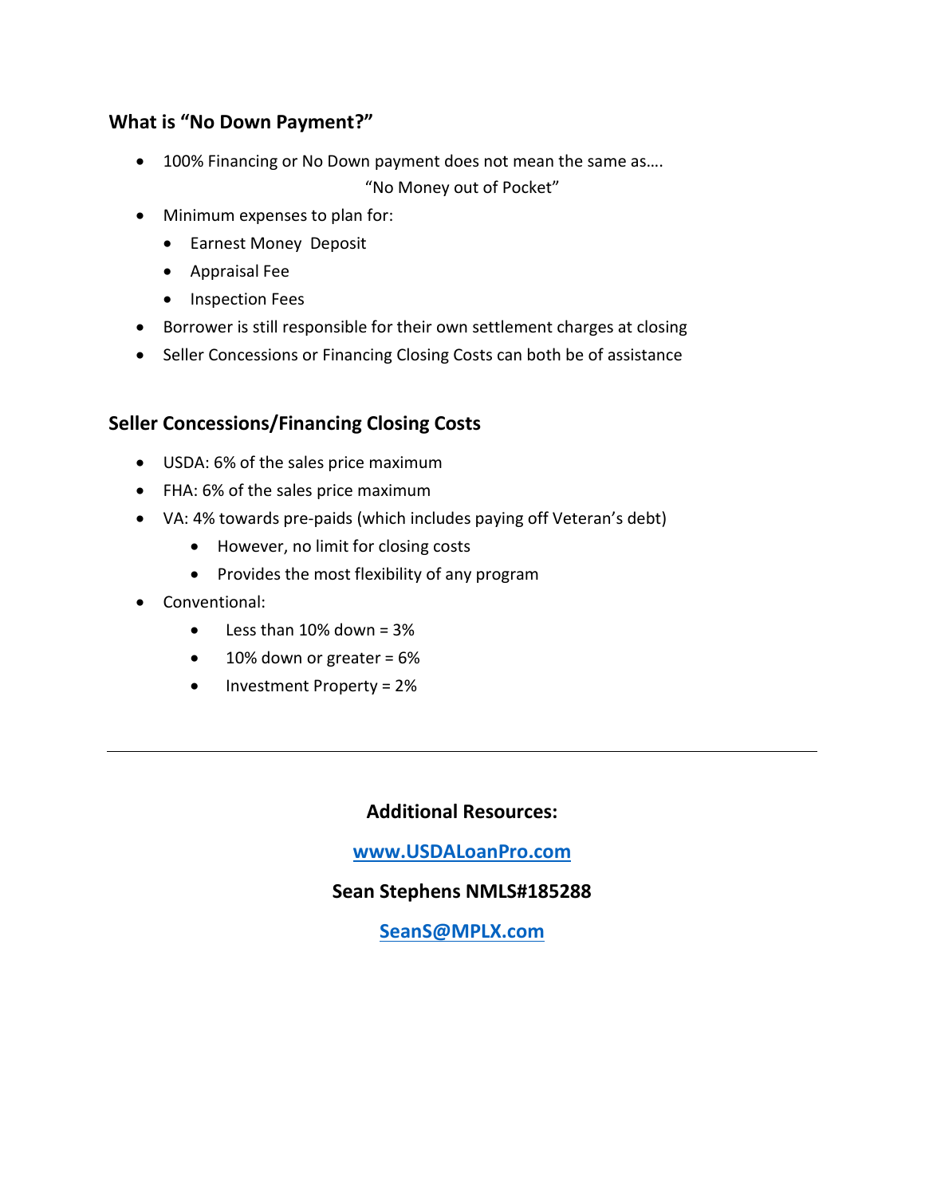## What is "No Down Payment?"

- 100% Financing or No Down payment does not mean the same as….
  "No Money out of Pocket"
- Minimum expenses to plan for:
  - Earnest Money Deposit
  - Appraisal Fee
  - Inspection Fees
- Borrower is still responsible for their own settlement charges at closing
- Seller Concessions or Financing Closing Costs can both be of assistance

## Seller Concessions/Financing Closing Costs

- USDA: 6% of the sales price maximum
- FHA: 6% of the sales price maximum
- VA: 4% towards pre-paids (which includes paying off Veteran's debt)
  - However, no limit for closing costs
  - Provides the most flexibility of any program
- Conventional:
  - Less than 10% down = 3%
  - 10% down or greater = 6%
  - Investment Property = 2%

---

**Additional Resources:**

**[www.USDALoanPro.com](http://www.USDALoanPro.com)**

**Sean Stephens NMLS#185288**

**[SeanS@MPLX.com](mailto:SeanS@MPLX.com)**